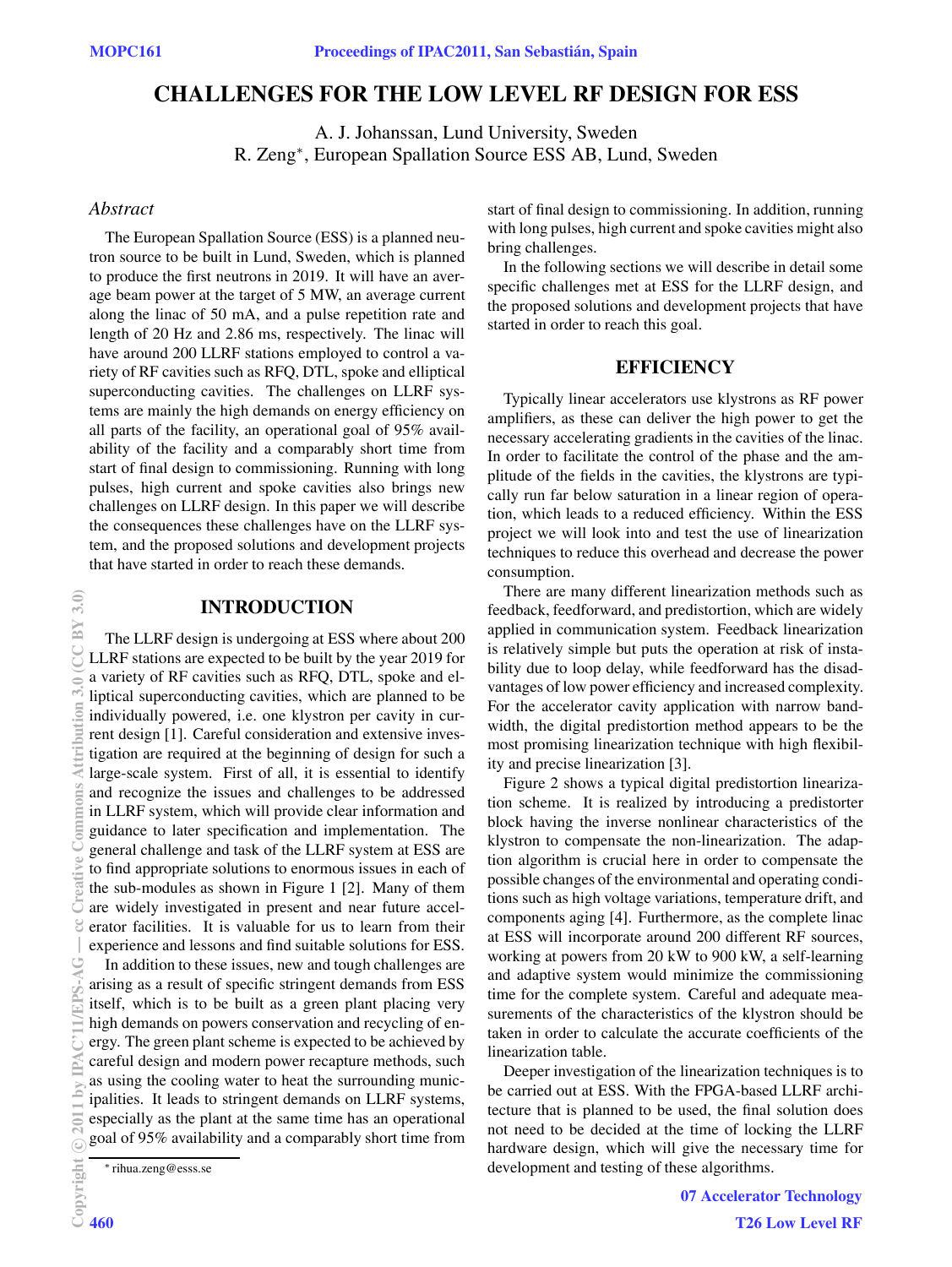# CHALLENGES FOR THE LOW LEVEL RF DESIGN FOR ESS

A. J. Johanssan, Lund University, Sweden
R. Zeng*, European Spallation Source ESS AB, Lund, Sweden

## Abstract

The European Spallation Source (ESS) is a planned neutron source to be built in Lund, Sweden, which is planned to produce the first neutrons in 2019. It will have an average beam power at the target of 5 MW, an average current along the linac of 50 mA, and a pulse repetition rate and length of 20 Hz and 2.86 ms, respectively. The linac will have around 200 LLRF stations employed to control a variety of RF cavities such as RFQ, DTL, spoke and elliptical superconducting cavities. The challenges on LLRF systems are mainly the high demands on energy efficiency on all parts of the facility, an operational goal of 95% availability of the facility and a comparably short time from start of final design to commissioning. Running with long pulses, high current and spoke cavities also brings new challenges on LLRF design. In this paper we will describe the consequences these challenges have on the LLRF system, and the proposed solutions and development projects that have started in order to reach these demands.

## INTRODUCTION

The LLRF design is undergoing at ESS where about 200 LLRF stations are expected to be built by the year 2019 for a variety of RF cavities such as RFQ, DTL, spoke and elliptical superconducting cavities, which are planned to be individually powered, i.e. one klystron per cavity in current design [1]. Careful consideration and extensive investigation are required at the beginning of design for such a large-scale system. First of all, it is essential to identify and recognize the issues and challenges to be addressed in LLRF system, which will provide clear information and guidance to later specification and implementation. The general challenge and task of the LLRF system at ESS are to find appropriate solutions to enormous issues in each of the sub-modules as shown in Figure 1 [2]. Many of them are widely investigated in present and near future accelerator facilities. It is valuable for us to learn from their experience and lessons and find suitable solutions for ESS.

In addition to these issues, new and tough challenges are arising as a result of specific stringent demands from ESS itself, which is to be built as a green plant placing very high demands on powers conservation and recycling of energy. The green plant scheme is expected to be achieved by careful design and modern power recapture methods, such as using the cooling water to heat the surrounding municipalities. It leads to stringent demands on LLRF systems, especially as the plant at the same time has an operational goal of 95% availability and a comparably short time from start of final design to commissioning. In addition, running with long pulses, high current and spoke cavities might also bring challenges.

In the following sections we will describe in detail some specific challenges met at ESS for the LLRF design, and the proposed solutions and development projects that have started in order to reach this goal.

* rihua.zeng@esss.se

## EFFICIENCY

Typically linear accelerators use klystrons as RF power amplifiers, as these can deliver the high power to get the necessary accelerating gradients in the cavities of the linac. In order to facilitate the control of the phase and the amplitude of the fields in the cavities, the klystrons are typically run far below saturation in a linear region of operation, which leads to a reduced efficiency. Within the ESS project we will look into and test the use of linearization techniques to reduce this overhead and decrease the power consumption.

There are many different linearization methods such as feedback, feedforward, and predistortion, which are widely applied in communication system. Feedback linearization is relatively simple but puts the operation at risk of instability due to loop delay, while feedforward has the disadvantages of low power efficiency and increased complexity. For the accelerator cavity application with narrow bandwidth, the digital predistortion method appears to be the most promising linearization technique with high flexibility and precise linearization [3].

Figure 2 shows a typical digital predistortion linearization scheme. It is realized by introducing a predistorter block having the inverse nonlinear characteristics of the klystron to compensate the non-linearization. The adaption algorithm is crucial here in order to compensate the possible changes of the environmental and operating conditions such as high voltage variations, temperature drift, and components aging [4]. Furthermore, as the complete linac at ESS will incorporate around 200 different RF sources, working at powers from 20 kW to 900 kW, a self-learning and adaptive system would minimize the commissioning time for the complete system. Careful and adequate measurements of the characteristics of the klystron should be taken in order to calculate the accurate coefficients of the linearization table.

Deeper investigation of the linearization techniques is to be carried out at ESS. With the FPGA-based LLRF architecture that is planned to be used, the final solution does not need to be decided at the time of locking the LLRF hardware design, which will give the necessary time for development and testing of these algorithms.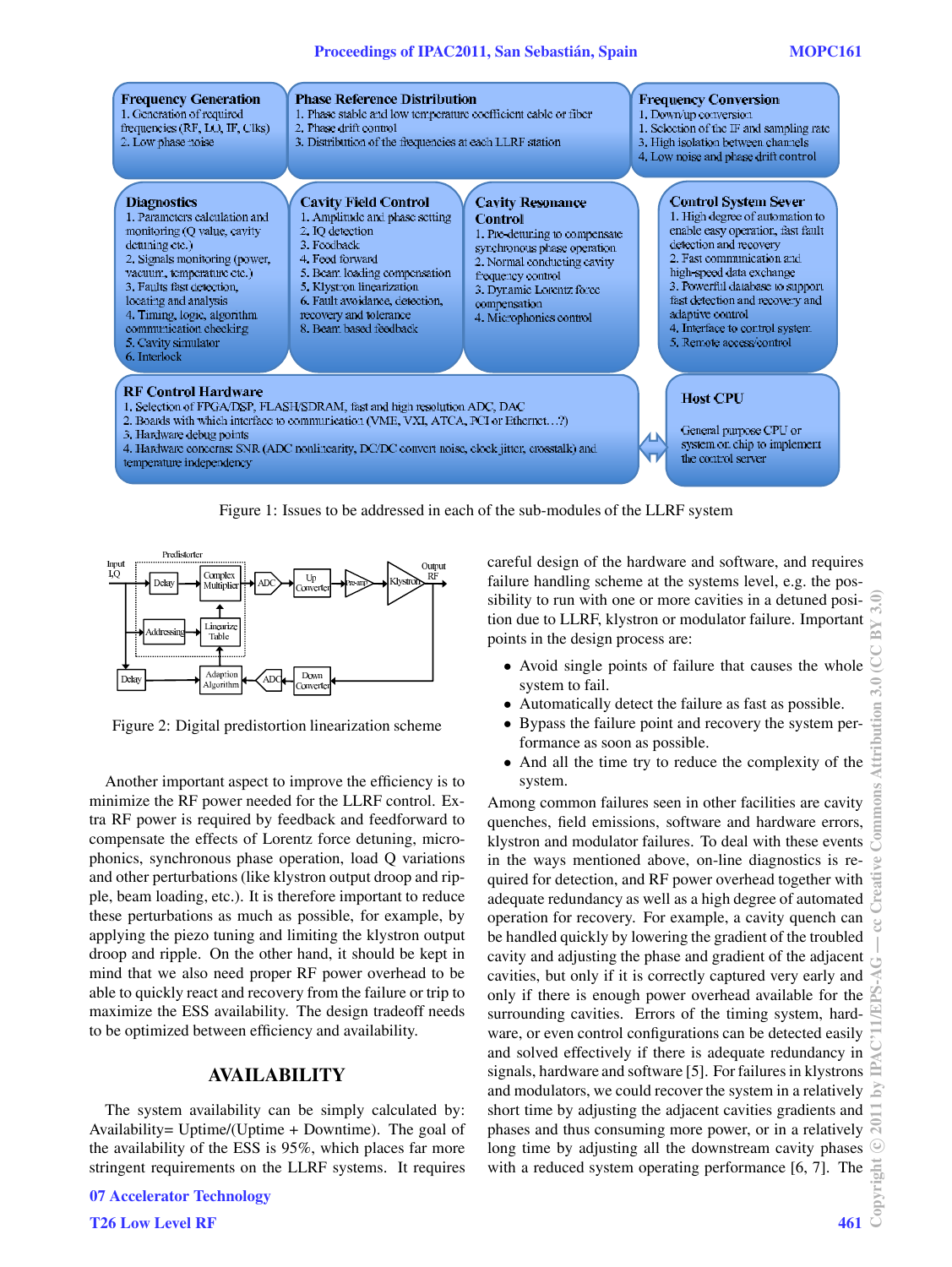**Frequency Generation**
1. Generation of required frequencies (RF, LO, IF, Clks)
2. Low phase noise

**Phase Reference Distribution**
1. Phase stable and low temperature coefficient cable or fiber
2. Phase drift control
3. Distribution of the frequencies at each LLRF station

**Frequency Conversion**
1. Down/up conversion
1. Selection of the IF and sampling rate
3. High isolation between channels
4. Low noise and phase drift control

**Diagnostics**
1. Parameters calculation and monitoring (Q value, cavity detuning etc.)
2. Signals monitoring (power, vacuum, temperature etc.)
3. Faults fast detection, locating and analysis
4. Timing, logic, algorithm communication checking
5. Cavity simulator
6. Interlock

**Cavity Field Control**
1. Amplitude and phase setting
2. IQ detection
3. Feedback
4. Feed forward
5. Beam loading compensation
5. Klystron linearization
6. Fault avoidance, detection, recovery and tolerance
8. Beam based feedback

**Cavity Resonance Control**
1. Pre-detuning to compensate synchronous phase operation
2. Normal conducting cavity frequency control
3. Dynamic Lorentz force compensation
4. Microphonics control

**Control System Sever**
1. High degree of automation to enable easy operation, fast fault detection and recovery
2. Fast communication and high-speed data exchange
3. Powerful database to support fast detection and recovery and adaptive control
4. Interface to control system
5. Remote access/control

**RF Control Hardware**
1. Selection of FPGA/DSP, FLASH/SDRAM, fast and high resolution ADC, DAC
2. Boards with which interface to communication (VME, VXI, ATCA, PCI or Ethernet…?)
3. Hardware debug points
4. Hardware concerns: SNR (ADC nonlinearity, DC/DC convert noise, clock jitter, crosstalk) and temperature independency

**Host CPU**

General purpose CPU or system on chip to implement the control server

Figure 1: Issues to be addressed in each of the sub-modules of the LLRF system

Figure 2: Digital predistortion linearization scheme

Another important aspect to improve the efficiency is to minimize the RF power needed for the LLRF control. Extra RF power is required by feedback and feedforward to compensate the effects of Lorentz force detuning, microphonics, synchronous phase operation, load Q variations and other perturbations (like klystron output droop and ripple, beam loading, etc.). It is therefore important to reduce these perturbations as much as possible, for example, by applying the piezo tuning and limiting the klystron output droop and ripple. On the other hand, it should be kept in mind that we also need proper RF power overhead to be able to quickly react and recovery from the failure or trip to maximize the ESS availability. The design tradeoff needs to be optimized between efficiency and availability.

## AVAILABILITY

The system availability can be simply calculated by: Availability= Uptime/(Uptime + Downtime). The goal of the availability of the ESS is 95%, which places far more stringent requirements on the LLRF systems. It requires careful design of the hardware and software, and requires failure handling scheme at the systems level, e.g. the possibility to run with one or more cavities in a detuned position due to LLRF, klystron or modulator failure. Important points in the design process are:

- Avoid single points of failure that causes the whole system to fail.
- Automatically detect the failure as fast as possible.
- Bypass the failure point and recovery the system performance as soon as possible.
- And all the time try to reduce the complexity of the system.

Among common failures seen in other facilities are cavity quenches, field emissions, software and hardware errors, klystron and modulator failures. To deal with these events in the ways mentioned above, on-line diagnostics is required for detection, and RF power overhead together with adequate redundancy as well as a high degree of automated operation for recovery. For example, a cavity quench can be handled quickly by lowering the gradient of the troubled cavity and adjusting the phase and gradient of the adjacent cavities, but only if it is correctly captured very early and only if there is enough power overhead available for the surrounding cavities. Errors of the timing system, hardware, or even control configurations can be detected easily and solved effectively if there is adequate redundancy in signals, hardware and software [5]. For failures in klystrons and modulators, we could recover the system in a relatively short time by adjusting the adjacent cavities gradients and phases and thus consuming more power, or in a relatively long time by adjusting all the downstream cavity phases with a reduced system operating performance [6, 7]. The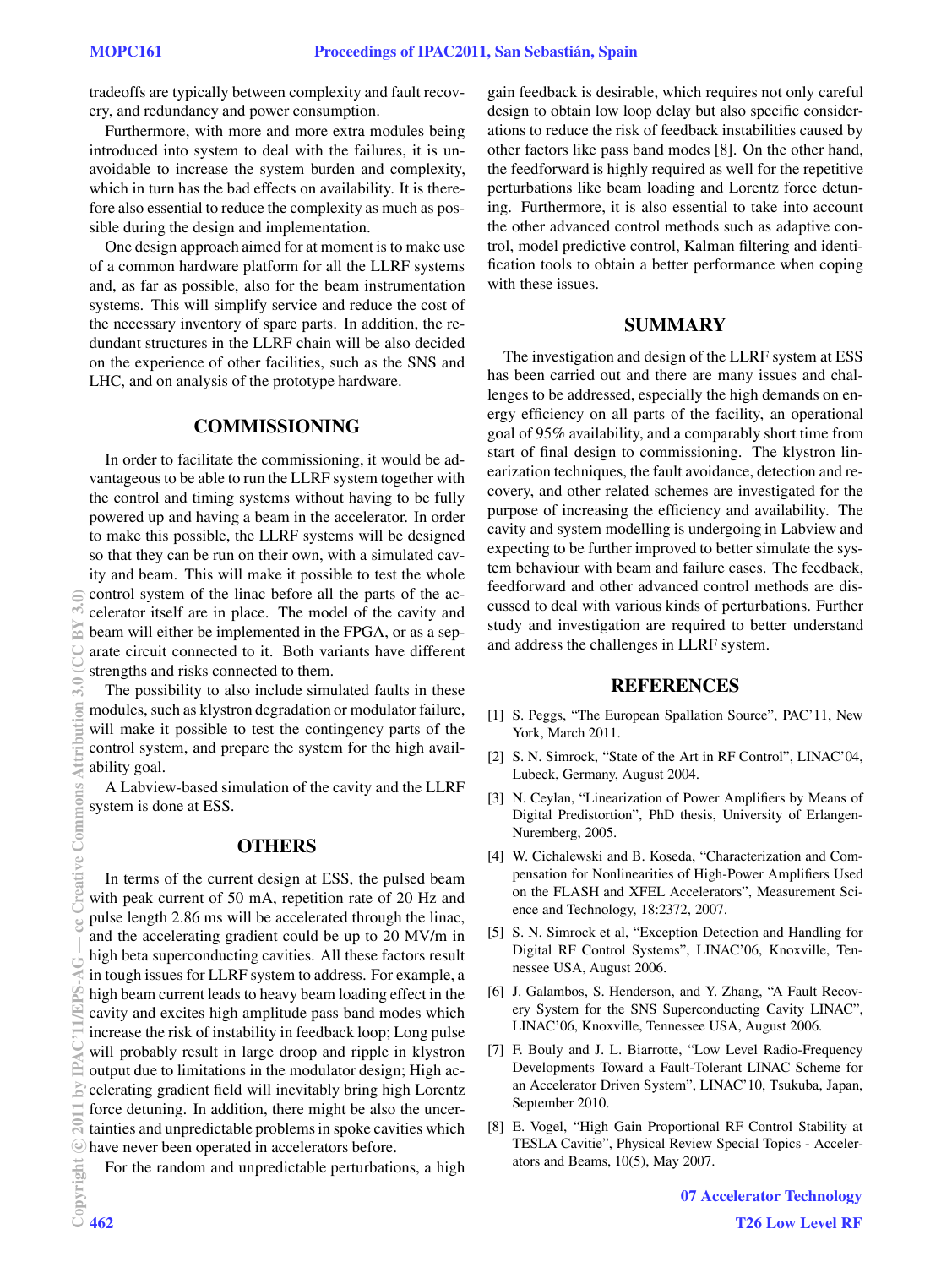tradeoffs are typically between complexity and fault recovery, and redundancy and power consumption.

Furthermore, with more and more extra modules being introduced into system to deal with the failures, it is unavoidable to increase the system burden and complexity, which in turn has the bad effects on availability. It is therefore also essential to reduce the complexity as much as possible during the design and implementation.

One design approach aimed for at moment is to make use of a common hardware platform for all the LLRF systems and, as far as possible, also for the beam instrumentation systems. This will simplify service and reduce the cost of the necessary inventory of spare parts. In addition, the redundant structures in the LLRF chain will be also decided on the experience of other facilities, such as the SNS and LHC, and on analysis of the prototype hardware.

## COMMISSIONING

In order to facilitate the commissioning, it would be advantageous to be able to run the LLRF system together with the control and timing systems without having to be fully powered up and having a beam in the accelerator. In order to make this possible, the LLRF systems will be designed so that they can be run on their own, with a simulated cavity and beam. This will make it possible to test the whole control system of the linac before all the parts of the accelerator itself are in place. The model of the cavity and beam will either be implemented in the FPGA, or as a separate circuit connected to it. Both variants have different strengths and risks connected to them.

The possibility to also include simulated faults in these modules, such as klystron degradation or modulator failure, will make it possible to test the contingency parts of the control system, and prepare the system for the high availability goal.

A Labview-based simulation of the cavity and the LLRF system is done at ESS.

## OTHERS

In terms of the current design at ESS, the pulsed beam with peak current of 50 mA, repetition rate of 20 Hz and pulse length 2.86 ms will be accelerated through the linac, and the accelerating gradient could be up to 20 MV/m in high beta superconducting cavities. All these factors result in tough issues for LLRF system to address. For example, a high beam current leads to heavy beam loading effect in the cavity and excites high amplitude pass band modes which increase the risk of instability in feedback loop; Long pulse will probably result in large droop and ripple in klystron output due to limitations in the modulator design; High accelerating gradient field will inevitably bring high Lorentz force detuning. In addition, there might be also the uncertainties and unpredictable problems in spoke cavities which have never been operated in accelerators before.

For the random and unpredictable perturbations, a high gain feedback is desirable, which requires not only careful design to obtain low loop delay but also specific considerations to reduce the risk of feedback instabilities caused by other factors like pass band modes [8]. On the other hand, the feedforward is highly required as well for the repetitive perturbations like beam loading and Lorentz force detuning. Furthermore, it is also essential to take into account the other advanced control methods such as adaptive control, model predictive control, Kalman filtering and identification tools to obtain a better performance when coping with these issues.

## SUMMARY

The investigation and design of the LLRF system at ESS has been carried out and there are many issues and challenges to be addressed, especially the high demands on energy efficiency on all parts of the facility, an operational goal of 95% availability, and a comparably short time from start of final design to commissioning. The klystron linearization techniques, the fault avoidance, detection and recovery, and other related schemes are investigated for the purpose of increasing the efficiency and availability. The cavity and system modelling is undergoing in Labview and expecting to be further improved to better simulate the system behaviour with beam and failure cases. The feedback, feedforward and other advanced control methods are discussed to deal with various kinds of perturbations. Further study and investigation are required to better understand and address the challenges in LLRF system.

## REFERENCES

[1] S. Peggs, "The European Spallation Source", PAC'11, New York, March 2011.

[2] S. N. Simrock, "State of the Art in RF Control", LINAC'04, Lubeck, Germany, August 2004.

[3] N. Ceylan, "Linearization of Power Amplifiers by Means of Digital Predistortion", PhD thesis, University of Erlangen-Nuremberg, 2005.

[4] W. Cichalewski and B. Koseda, "Characterization and Compensation for Nonlinearities of High-Power Amplifiers Used on the FLASH and XFEL Accelerators", Measurement Science and Technology, 18:2372, 2007.

[5] S. N. Simrock et al, "Exception Detection and Handling for Digital RF Control Systems", LINAC'06, Knoxville, Tennessee USA, August 2006.

[6] J. Galambos, S. Henderson, and Y. Zhang, "A Fault Recovery System for the SNS Superconducting Cavity LINAC", LINAC'06, Knoxville, Tennessee USA, August 2006.

[7] F. Bouly and J. L. Biarrotte, "Low Level Radio-Frequency Developments Toward a Fault-Tolerant LINAC Scheme for an Accelerator Driven System", LINAC'10, Tsukuba, Japan, September 2010.

[8] E. Vogel, "High Gain Proportional RF Control Stability at TESLA Cavitie", Physical Review Special Topics - Accelerators and Beams, 10(5), May 2007.